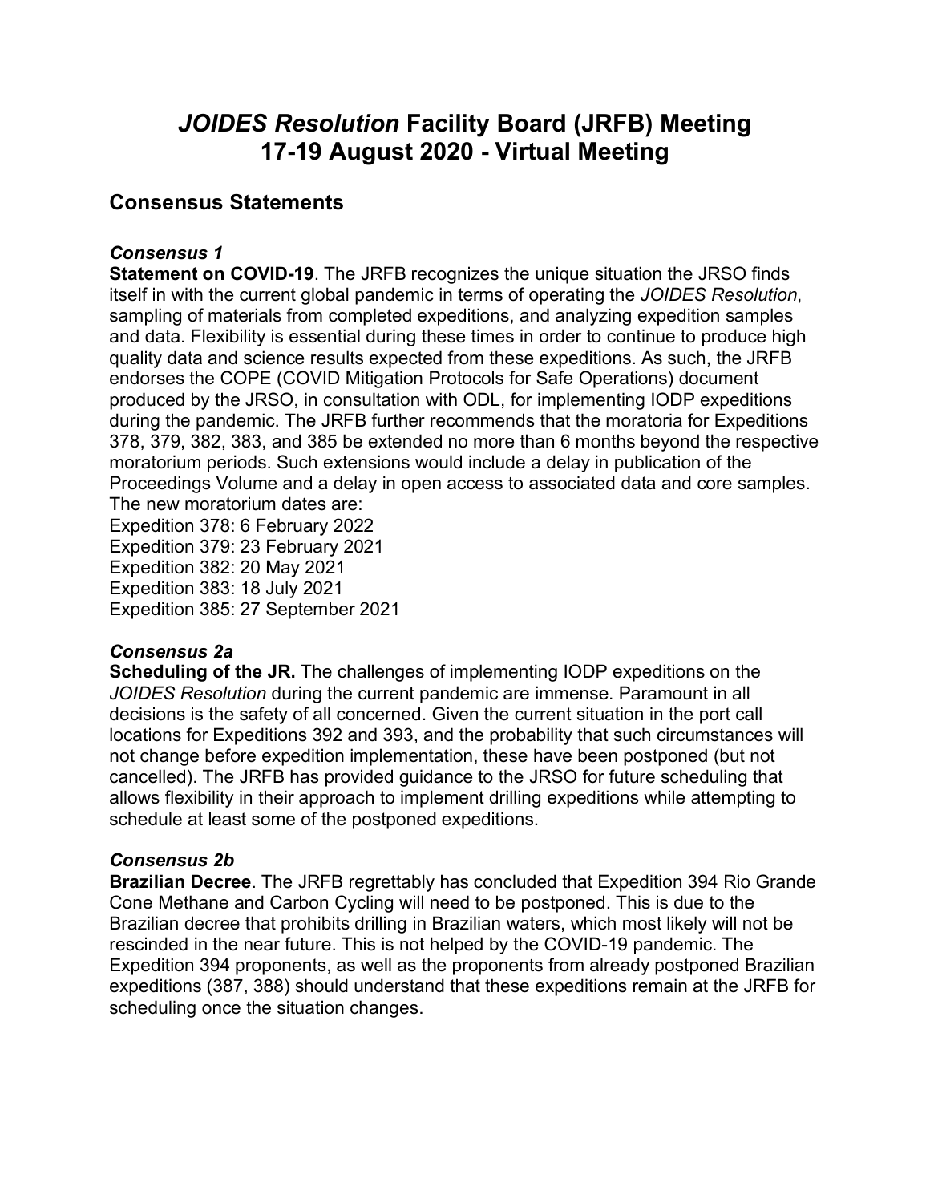# *JOIDES Resolution* Facility Board (JRFB) Meeting
# 17-19 August 2020 - Virtual Meeting

## Consensus Statements

### *Consensus 1*

**Statement on COVID-19**. The JRFB recognizes the unique situation the JRSO finds itself in with the current global pandemic in terms of operating the *JOIDES Resolution*, sampling of materials from completed expeditions, and analyzing expedition samples and data. Flexibility is essential during these times in order to continue to produce high quality data and science results expected from these expeditions. As such, the JRFB endorses the COPE (COVID Mitigation Protocols for Safe Operations) document produced by the JRSO, in consultation with ODL, for implementing IODP expeditions during the pandemic. The JRFB further recommends that the moratoria for Expeditions 378, 379, 382, 383, and 385 be extended no more than 6 months beyond the respective moratorium periods. Such extensions would include a delay in publication of the Proceedings Volume and a delay in open access to associated data and core samples. The new moratorium dates are:

Expedition 378: 6 February 2022
Expedition 379: 23 February 2021
Expedition 382: 20 May 2021
Expedition 383: 18 July 2021
Expedition 385: 27 September 2021

### *Consensus 2a*

**Scheduling of the JR.** The challenges of implementing IODP expeditions on the *JOIDES Resolution* during the current pandemic are immense. Paramount in all decisions is the safety of all concerned. Given the current situation in the port call locations for Expeditions 392 and 393, and the probability that such circumstances will not change before expedition implementation, these have been postponed (but not cancelled). The JRFB has provided guidance to the JRSO for future scheduling that allows flexibility in their approach to implement drilling expeditions while attempting to schedule at least some of the postponed expeditions.

### *Consensus 2b*

**Brazilian Decree**. The JRFB regrettably has concluded that Expedition 394 Rio Grande Cone Methane and Carbon Cycling will need to be postponed. This is due to the Brazilian decree that prohibits drilling in Brazilian waters, which most likely will not be rescinded in the near future. This is not helped by the COVID-19 pandemic. The Expedition 394 proponents, as well as the proponents from already postponed Brazilian expeditions (387, 388) should understand that these expeditions remain at the JRFB for scheduling once the situation changes.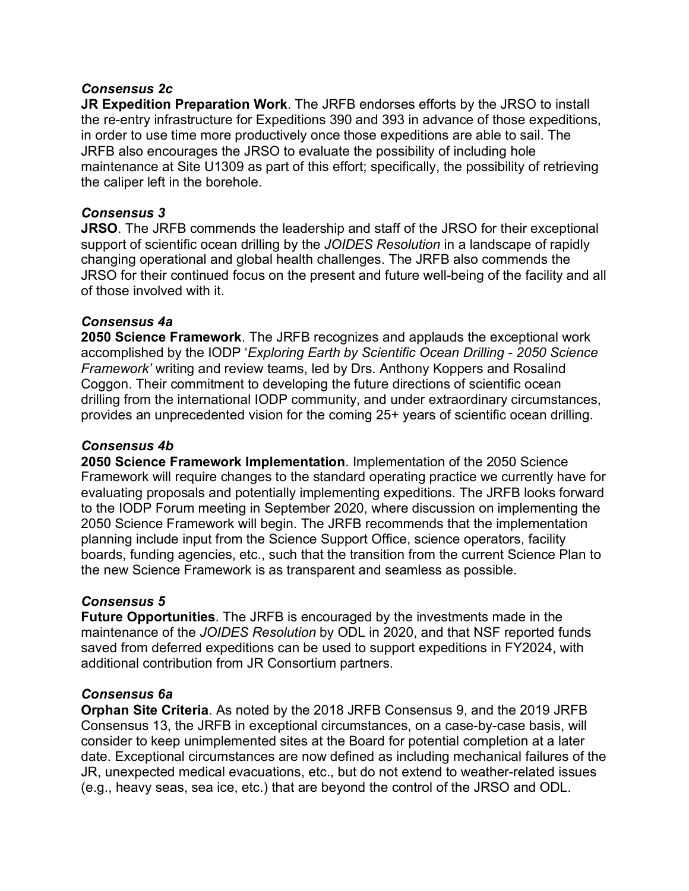***Consensus 2c***

**JR Expedition Preparation Work**. The JRFB endorses efforts by the JRSO to install the re-entry infrastructure for Expeditions 390 and 393 in advance of those expeditions, in order to use time more productively once those expeditions are able to sail. The JRFB also encourages the JRSO to evaluate the possibility of including hole maintenance at Site U1309 as part of this effort; specifically, the possibility of retrieving the caliper left in the borehole.

***Consensus 3***

**JRSO**. The JRFB commends the leadership and staff of the JRSO for their exceptional support of scientific ocean drilling by the *JOIDES Resolution* in a landscape of rapidly changing operational and global health challenges. The JRFB also commends the JRSO for their continued focus on the present and future well-being of the facility and all of those involved with it.

***Consensus 4a***

**2050 Science Framework**. The JRFB recognizes and applauds the exceptional work accomplished by the IODP '*Exploring Earth by Scientific Ocean Drilling - 2050 Science Framework'* writing and review teams, led by Drs. Anthony Koppers and Rosalind Coggon. Their commitment to developing the future directions of scientific ocean drilling from the international IODP community, and under extraordinary circumstances, provides an unprecedented vision for the coming 25+ years of scientific ocean drilling.

***Consensus 4b***

**2050 Science Framework Implementation**. Implementation of the 2050 Science Framework will require changes to the standard operating practice we currently have for evaluating proposals and potentially implementing expeditions. The JRFB looks forward to the IODP Forum meeting in September 2020, where discussion on implementing the 2050 Science Framework will begin. The JRFB recommends that the implementation planning include input from the Science Support Office, science operators, facility boards, funding agencies, etc., such that the transition from the current Science Plan to the new Science Framework is as transparent and seamless as possible.

***Consensus 5***

**Future Opportunities**. The JRFB is encouraged by the investments made in the maintenance of the *JOIDES Resolution* by ODL in 2020, and that NSF reported funds saved from deferred expeditions can be used to support expeditions in FY2024, with additional contribution from JR Consortium partners.

***Consensus 6a***

**Orphan Site Criteria**. As noted by the 2018 JRFB Consensus 9, and the 2019 JRFB Consensus 13, the JRFB in exceptional circumstances, on a case-by-case basis, will consider to keep unimplemented sites at the Board for potential completion at a later date. Exceptional circumstances are now defined as including mechanical failures of the JR, unexpected medical evacuations, etc., but do not extend to weather-related issues (e.g., heavy seas, sea ice, etc.) that are beyond the control of the JRSO and ODL.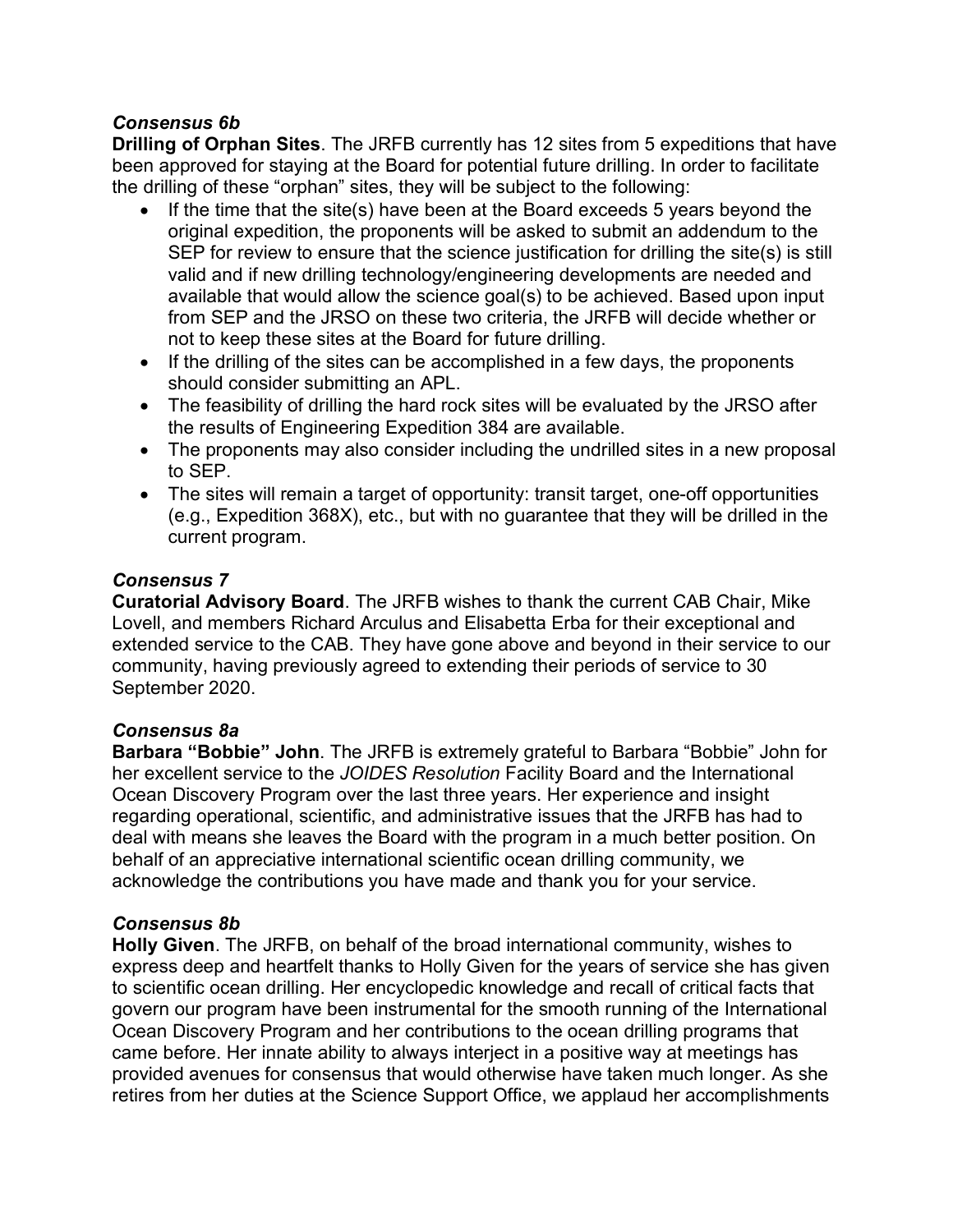### *Consensus 6b*

**Drilling of Orphan Sites**. The JRFB currently has 12 sites from 5 expeditions that have been approved for staying at the Board for potential future drilling. In order to facilitate the drilling of these "orphan" sites, they will be subject to the following:

- If the time that the site(s) have been at the Board exceeds 5 years beyond the original expedition, the proponents will be asked to submit an addendum to the SEP for review to ensure that the science justification for drilling the site(s) is still valid and if new drilling technology/engineering developments are needed and available that would allow the science goal(s) to be achieved. Based upon input from SEP and the JRSO on these two criteria, the JRFB will decide whether or not to keep these sites at the Board for future drilling.
- If the drilling of the sites can be accomplished in a few days, the proponents should consider submitting an APL.
- The feasibility of drilling the hard rock sites will be evaluated by the JRSO after the results of Engineering Expedition 384 are available.
- The proponents may also consider including the undrilled sites in a new proposal to SEP.
- The sites will remain a target of opportunity: transit target, one-off opportunities (e.g., Expedition 368X), etc., but with no guarantee that they will be drilled in the current program.

### *Consensus 7*

**Curatorial Advisory Board**. The JRFB wishes to thank the current CAB Chair, Mike Lovell, and members Richard Arculus and Elisabetta Erba for their exceptional and extended service to the CAB. They have gone above and beyond in their service to our community, having previously agreed to extending their periods of service to 30 September 2020.

### *Consensus 8a*

**Barbara "Bobbie" John**. The JRFB is extremely grateful to Barbara "Bobbie" John for her excellent service to the *JOIDES Resolution* Facility Board and the International Ocean Discovery Program over the last three years. Her experience and insight regarding operational, scientific, and administrative issues that the JRFB has had to deal with means she leaves the Board with the program in a much better position. On behalf of an appreciative international scientific ocean drilling community, we acknowledge the contributions you have made and thank you for your service.

### *Consensus 8b*

**Holly Given**. The JRFB, on behalf of the broad international community, wishes to express deep and heartfelt thanks to Holly Given for the years of service she has given to scientific ocean drilling. Her encyclopedic knowledge and recall of critical facts that govern our program have been instrumental for the smooth running of the International Ocean Discovery Program and her contributions to the ocean drilling programs that came before. Her innate ability to always interject in a positive way at meetings has provided avenues for consensus that would otherwise have taken much longer. As she retires from her duties at the Science Support Office, we applaud her accomplishments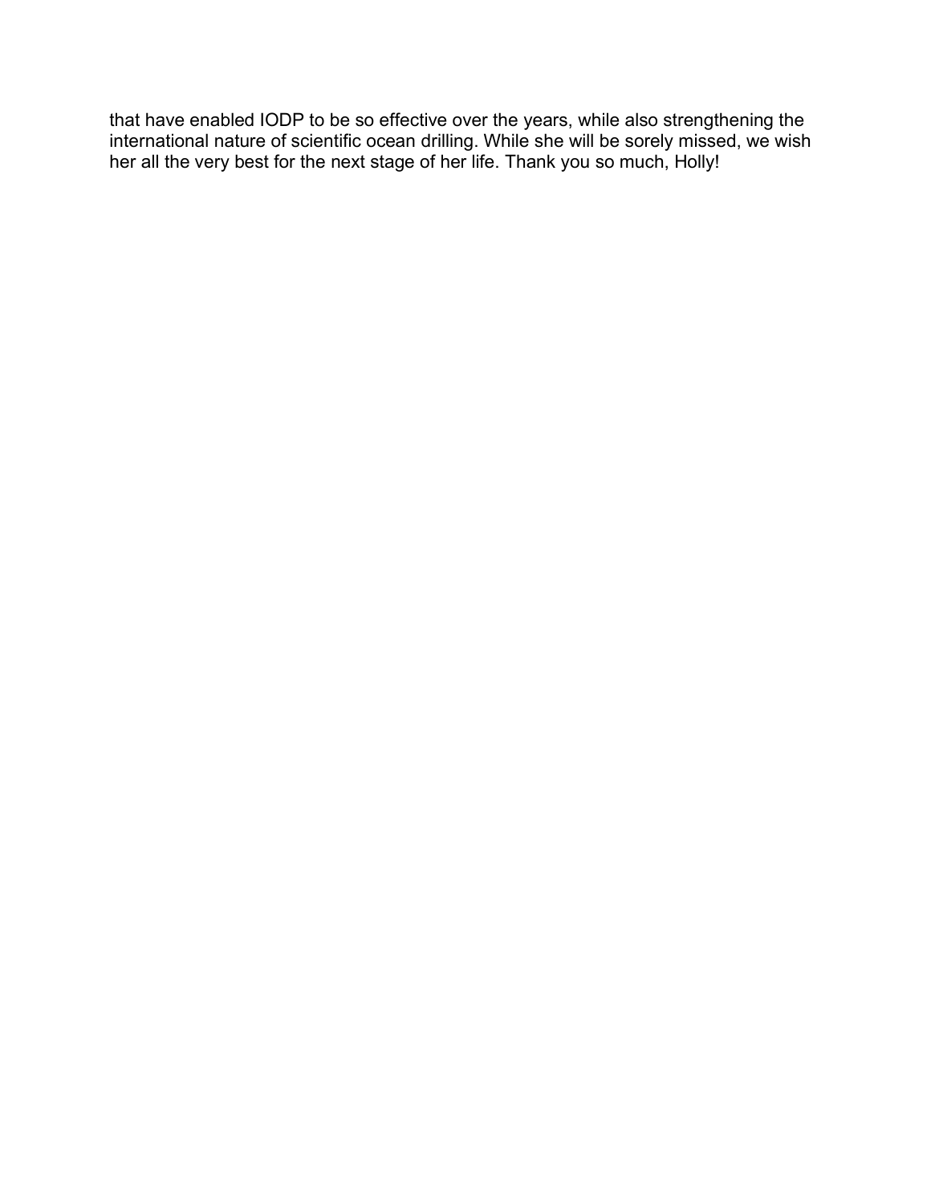that have enabled IODP to be so effective over the years, while also strengthening the international nature of scientific ocean drilling. While she will be sorely missed, we wish her all the very best for the next stage of her life. Thank you so much, Holly!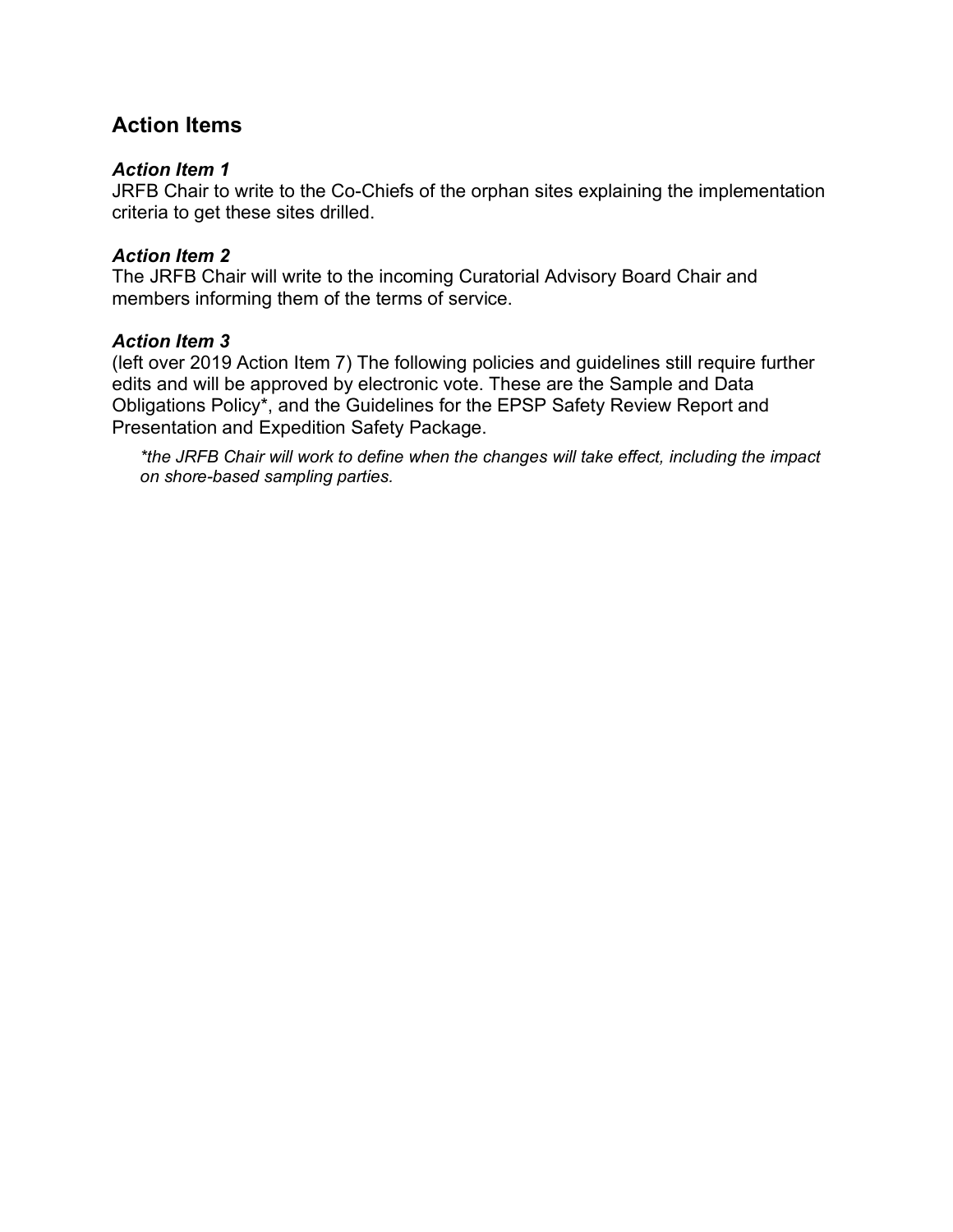## Action Items

### *Action Item 1*

JRFB Chair to write to the Co-Chiefs of the orphan sites explaining the implementation criteria to get these sites drilled.

### *Action Item 2*

The JRFB Chair will write to the incoming Curatorial Advisory Board Chair and members informing them of the terms of service.

### *Action Item 3*

(left over 2019 Action Item 7) The following policies and guidelines still require further edits and will be approved by electronic vote. These are the Sample and Data Obligations Policy*, and the Guidelines for the EPSP Safety Review Report and Presentation and Expedition Safety Package.

> **the JRFB Chair will work to define when the changes will take effect, including the impact on shore-based sampling parties.*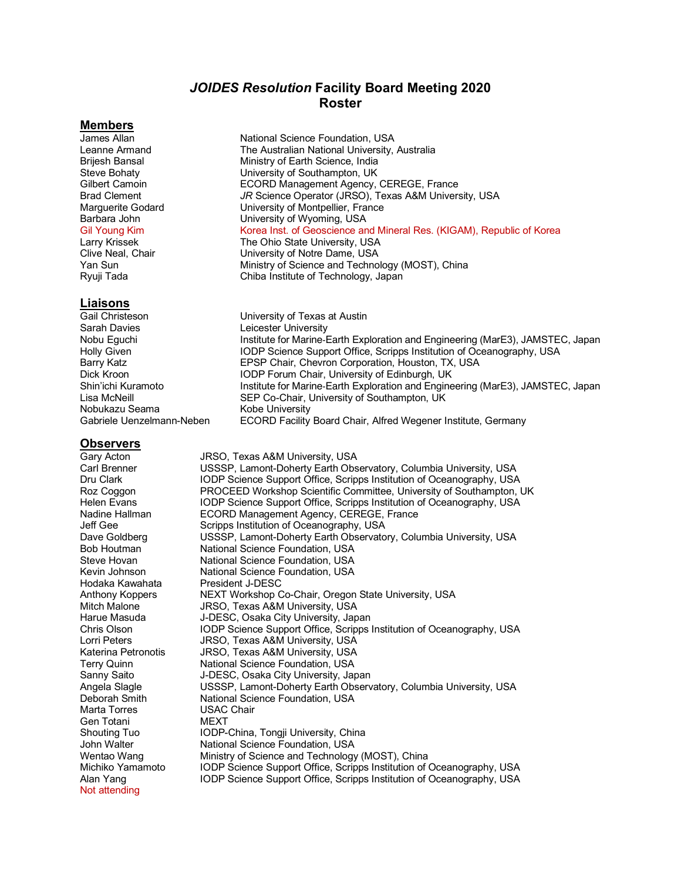# *JOIDES Resolution* Facility Board Meeting 2020
# Roster

## Members

| | |
|---|---|
| James Allan | National Science Foundation, USA |
| Leanne Armand | The Australian National University, Australia |
| Brijesh Bansal | Ministry of Earth Science, India |
| Steve Bohaty | University of Southampton, UK |
| Gilbert Camoin | ECORD Management Agency, CEREGE, France |
| Brad Clement | *JR* Science Operator (JRSO), Texas A&M University, USA |
| Marguerite Godard | University of Montpellier, France |
| Barbara John | University of Wyoming, USA |
| Gil Young Kim | Korea Inst. of Geoscience and Mineral Res. (KIGAM), Republic of Korea |
| Larry Krissek | The Ohio State University, USA |
| Clive Neal, Chair | University of Notre Dame, USA |
| Yan Sun | Ministry of Science and Technology (MOST), China |
| Ryuji Tada | Chiba Institute of Technology, Japan |

## Liaisons

| | |
|---|---|
| Gail Christeson | University of Texas at Austin |
| Sarah Davies | Leicester University |
| Nobu Eguchi | Institute for Marine-Earth Exploration and Engineering (MarE3), JAMSTEC, Japan |
| Holly Given | IODP Science Support Office, Scripps Institution of Oceanography, USA |
| Barry Katz | EPSP Chair, Chevron Corporation, Houston, TX, USA |
| Dick Kroon | IODP Forum Chair, University of Edinburgh, UK |
| Shin'ichi Kuramoto | Institute for Marine-Earth Exploration and Engineering (MarE3), JAMSTEC, Japan |
| Lisa McNeill | SEP Co-Chair, University of Southampton, UK |
| Nobukazu Seama | Kobe University |
| Gabriele Uenzelmann-Neben | ECORD Facility Board Chair, Alfred Wegener Institute, Germany |

## Observers

| | |
|---|---|
| Gary Acton | JRSO, Texas A&M University, USA |
| Carl Brenner | USSSP, Lamont-Doherty Earth Observatory, Columbia University, USA |
| Dru Clark | IODP Science Support Office, Scripps Institution of Oceanography, USA |
| Roz Coggon | PROCEED Workshop Scientific Committee, University of Southampton, UK |
| Helen Evans | IODP Science Support Office, Scripps Institution of Oceanography, USA |
| Nadine Hallman | ECORD Management Agency, CEREGE, France |
| Jeff Gee | Scripps Institution of Oceanography, USA |
| Dave Goldberg | USSSP, Lamont-Doherty Earth Observatory, Columbia University, USA |
| Bob Houtman | National Science Foundation, USA |
| Steve Hovan | National Science Foundation, USA |
| Kevin Johnson | National Science Foundation, USA |
| Hodaka Kawahata | President J-DESC |
| Anthony Koppers | NEXT Workshop Co-Chair, Oregon State University, USA |
| Mitch Malone | JRSO, Texas A&M University, USA |
| Harue Masuda | J-DESC, Osaka City University, Japan |
| Chris Olson | IODP Science Support Office, Scripps Institution of Oceanography, USA |
| Lorri Peters | JRSO, Texas A&M University, USA |
| Katerina Petronotis | JRSO, Texas A&M University, USA |
| Terry Quinn | National Science Foundation, USA |
| Sanny Saito | J-DESC, Osaka City University, Japan |
| Angela Slagle | USSSP, Lamont-Doherty Earth Observatory, Columbia University, USA |
| Deborah Smith | National Science Foundation, USA |
| Marta Torres | USAC Chair |
| Gen Totani | MEXT |
| Shouting Tuo | IODP-China, Tongji University, China |
| John Walter | National Science Foundation, USA |
| Wentao Wang | Ministry of Science and Technology (MOST), China |
| Michiko Yamamoto | IODP Science Support Office, Scripps Institution of Oceanography, USA |
| Alan Yang | IODP Science Support Office, Scripps Institution of Oceanography, USA |

Not attending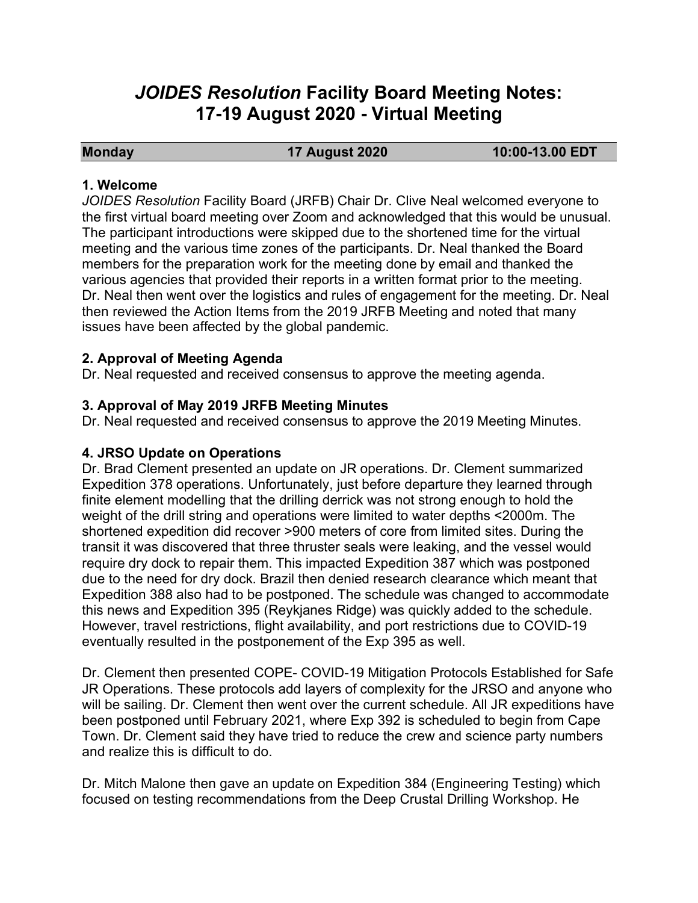# *JOIDES Resolution* Facility Board Meeting Notes: 17-19 August 2020 - Virtual Meeting

| Monday | 17 August 2020 | 10:00-13.00 EDT |
|---|---|---|

### 1. Welcome

*JOIDES Resolution* Facility Board (JRFB) Chair Dr. Clive Neal welcomed everyone to the first virtual board meeting over Zoom and acknowledged that this would be unusual. The participant introductions were skipped due to the shortened time for the virtual meeting and the various time zones of the participants. Dr. Neal thanked the Board members for the preparation work for the meeting done by email and thanked the various agencies that provided their reports in a written format prior to the meeting. Dr. Neal then went over the logistics and rules of engagement for the meeting. Dr. Neal then reviewed the Action Items from the 2019 JRFB Meeting and noted that many issues have been affected by the global pandemic.

### 2. Approval of Meeting Agenda

Dr. Neal requested and received consensus to approve the meeting agenda.

### 3. Approval of May 2019 JRFB Meeting Minutes

Dr. Neal requested and received consensus to approve the 2019 Meeting Minutes.

### 4. JRSO Update on Operations

Dr. Brad Clement presented an update on JR operations. Dr. Clement summarized Expedition 378 operations. Unfortunately, just before departure they learned through finite element modelling that the drilling derrick was not strong enough to hold the weight of the drill string and operations were limited to water depths <2000m. The shortened expedition did recover >900 meters of core from limited sites. During the transit it was discovered that three thruster seals were leaking, and the vessel would require dry dock to repair them. This impacted Expedition 387 which was postponed due to the need for dry dock. Brazil then denied research clearance which meant that Expedition 388 also had to be postponed. The schedule was changed to accommodate this news and Expedition 395 (Reykjanes Ridge) was quickly added to the schedule. However, travel restrictions, flight availability, and port restrictions due to COVID-19 eventually resulted in the postponement of the Exp 395 as well.

Dr. Clement then presented COPE- COVID-19 Mitigation Protocols Established for Safe JR Operations. These protocols add layers of complexity for the JRSO and anyone who will be sailing. Dr. Clement then went over the current schedule. All JR expeditions have been postponed until February 2021, where Exp 392 is scheduled to begin from Cape Town. Dr. Clement said they have tried to reduce the crew and science party numbers and realize this is difficult to do.

Dr. Mitch Malone then gave an update on Expedition 384 (Engineering Testing) which focused on testing recommendations from the Deep Crustal Drilling Workshop. He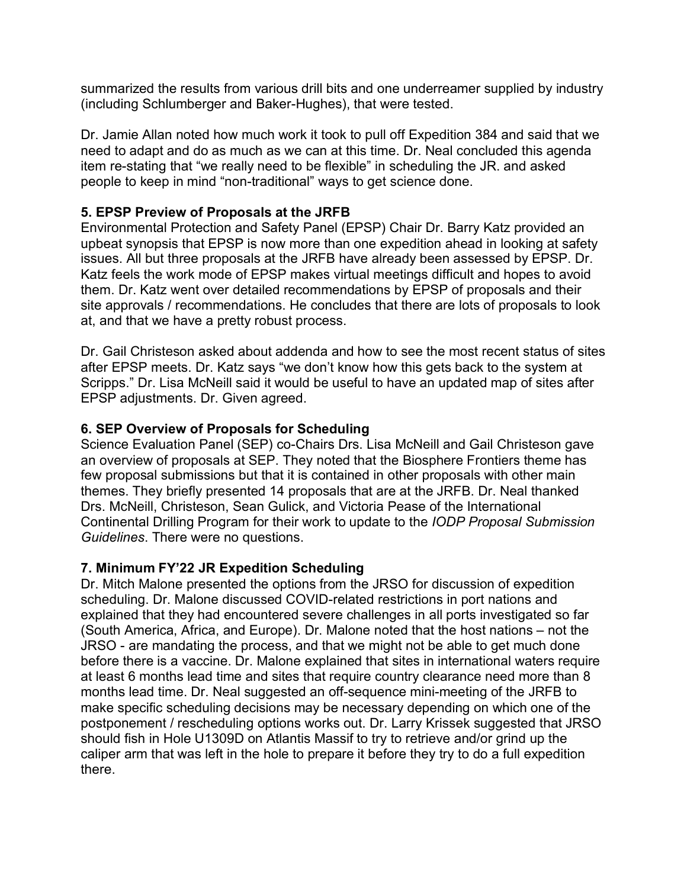summarized the results from various drill bits and one underreamer supplied by industry (including Schlumberger and Baker-Hughes), that were tested.

Dr. Jamie Allan noted how much work it took to pull off Expedition 384 and said that we need to adapt and do as much as we can at this time. Dr. Neal concluded this agenda item re-stating that "we really need to be flexible" in scheduling the JR. and asked people to keep in mind "non-traditional" ways to get science done.

**5. EPSP Preview of Proposals at the JRFB**

Environmental Protection and Safety Panel (EPSP) Chair Dr. Barry Katz provided an upbeat synopsis that EPSP is now more than one expedition ahead in looking at safety issues. All but three proposals at the JRFB have already been assessed by EPSP. Dr. Katz feels the work mode of EPSP makes virtual meetings difficult and hopes to avoid them. Dr. Katz went over detailed recommendations by EPSP of proposals and their site approvals / recommendations. He concludes that there are lots of proposals to look at, and that we have a pretty robust process.

Dr. Gail Christeson asked about addenda and how to see the most recent status of sites after EPSP meets. Dr. Katz says "we don't know how this gets back to the system at Scripps." Dr. Lisa McNeill said it would be useful to have an updated map of sites after EPSP adjustments. Dr. Given agreed.

**6. SEP Overview of Proposals for Scheduling**

Science Evaluation Panel (SEP) co-Chairs Drs. Lisa McNeill and Gail Christeson gave an overview of proposals at SEP. They noted that the Biosphere Frontiers theme has few proposal submissions but that it is contained in other proposals with other main themes. They briefly presented 14 proposals that are at the JRFB. Dr. Neal thanked Drs. McNeill, Christeson, Sean Gulick, and Victoria Pease of the International Continental Drilling Program for their work to update to the *IODP Proposal Submission Guidelines*. There were no questions.

**7. Minimum FY'22 JR Expedition Scheduling**

Dr. Mitch Malone presented the options from the JRSO for discussion of expedition scheduling. Dr. Malone discussed COVID-related restrictions in port nations and explained that they had encountered severe challenges in all ports investigated so far (South America, Africa, and Europe). Dr. Malone noted that the host nations – not the JRSO - are mandating the process, and that we might not be able to get much done before there is a vaccine. Dr. Malone explained that sites in international waters require at least 6 months lead time and sites that require country clearance need more than 8 months lead time. Dr. Neal suggested an off-sequence mini-meeting of the JRFB to make specific scheduling decisions may be necessary depending on which one of the postponement / rescheduling options works out. Dr. Larry Krissek suggested that JRSO should fish in Hole U1309D on Atlantis Massif to try to retrieve and/or grind up the caliper arm that was left in the hole to prepare it before they try to do a full expedition there.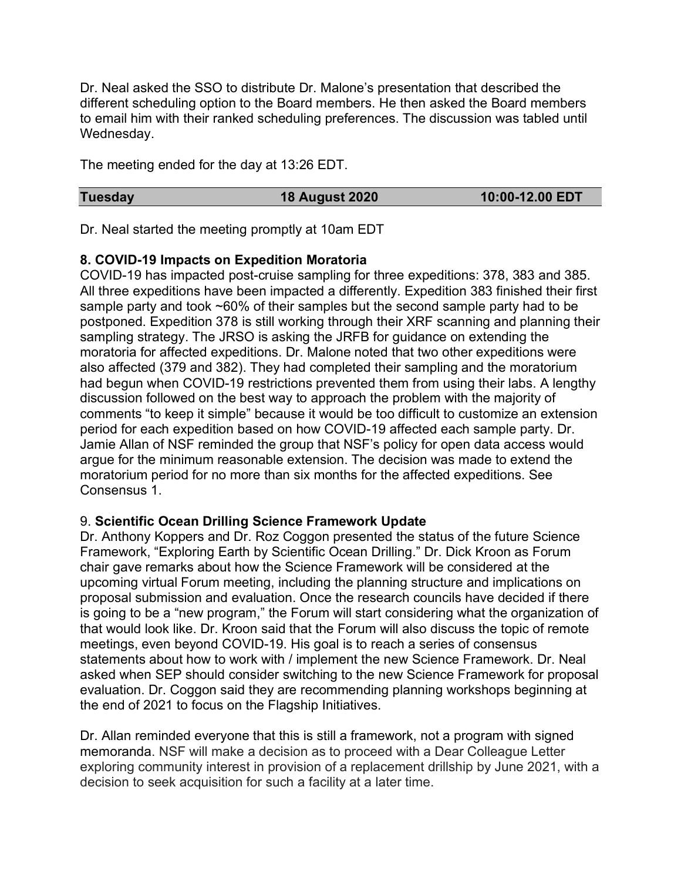Dr. Neal asked the SSO to distribute Dr. Malone's presentation that described the different scheduling option to the Board members. He then asked the Board members to email him with their ranked scheduling preferences. The discussion was tabled until Wednesday.

The meeting ended for the day at 13:26 EDT.

| Tuesday | 18 August 2020 | 10:00-12.00 EDT |
|---|---|---|

Dr. Neal started the meeting promptly at 10am EDT

**8. COVID-19 Impacts on Expedition Moratoria**

COVID-19 has impacted post-cruise sampling for three expeditions: 378, 383 and 385. All three expeditions have been impacted a differently. Expedition 383 finished their first sample party and took ~60% of their samples but the second sample party had to be postponed. Expedition 378 is still working through their XRF scanning and planning their sampling strategy. The JRSO is asking the JRFB for guidance on extending the moratoria for affected expeditions. Dr. Malone noted that two other expeditions were also affected (379 and 382). They had completed their sampling and the moratorium had begun when COVID-19 restrictions prevented them from using their labs. A lengthy discussion followed on the best way to approach the problem with the majority of comments "to keep it simple" because it would be too difficult to customize an extension period for each expedition based on how COVID-19 affected each sample party. Dr. Jamie Allan of NSF reminded the group that NSF's policy for open data access would argue for the minimum reasonable extension. The decision was made to extend the moratorium period for no more than six months for the affected expeditions. See Consensus 1.

9. **Scientific Ocean Drilling Science Framework Update**

Dr. Anthony Koppers and Dr. Roz Coggon presented the status of the future Science Framework, "Exploring Earth by Scientific Ocean Drilling." Dr. Dick Kroon as Forum chair gave remarks about how the Science Framework will be considered at the upcoming virtual Forum meeting, including the planning structure and implications on proposal submission and evaluation. Once the research councils have decided if there is going to be a "new program," the Forum will start considering what the organization of that would look like. Dr. Kroon said that the Forum will also discuss the topic of remote meetings, even beyond COVID-19. His goal is to reach a series of consensus statements about how to work with / implement the new Science Framework. Dr. Neal asked when SEP should consider switching to the new Science Framework for proposal evaluation. Dr. Coggon said they are recommending planning workshops beginning at the end of 2021 to focus on the Flagship Initiatives.

Dr. Allan reminded everyone that this is still a framework, not a program with signed memoranda. NSF will make a decision as to proceed with a Dear Colleague Letter exploring community interest in provision of a replacement drillship by June 2021, with a decision to seek acquisition for such a facility at a later time.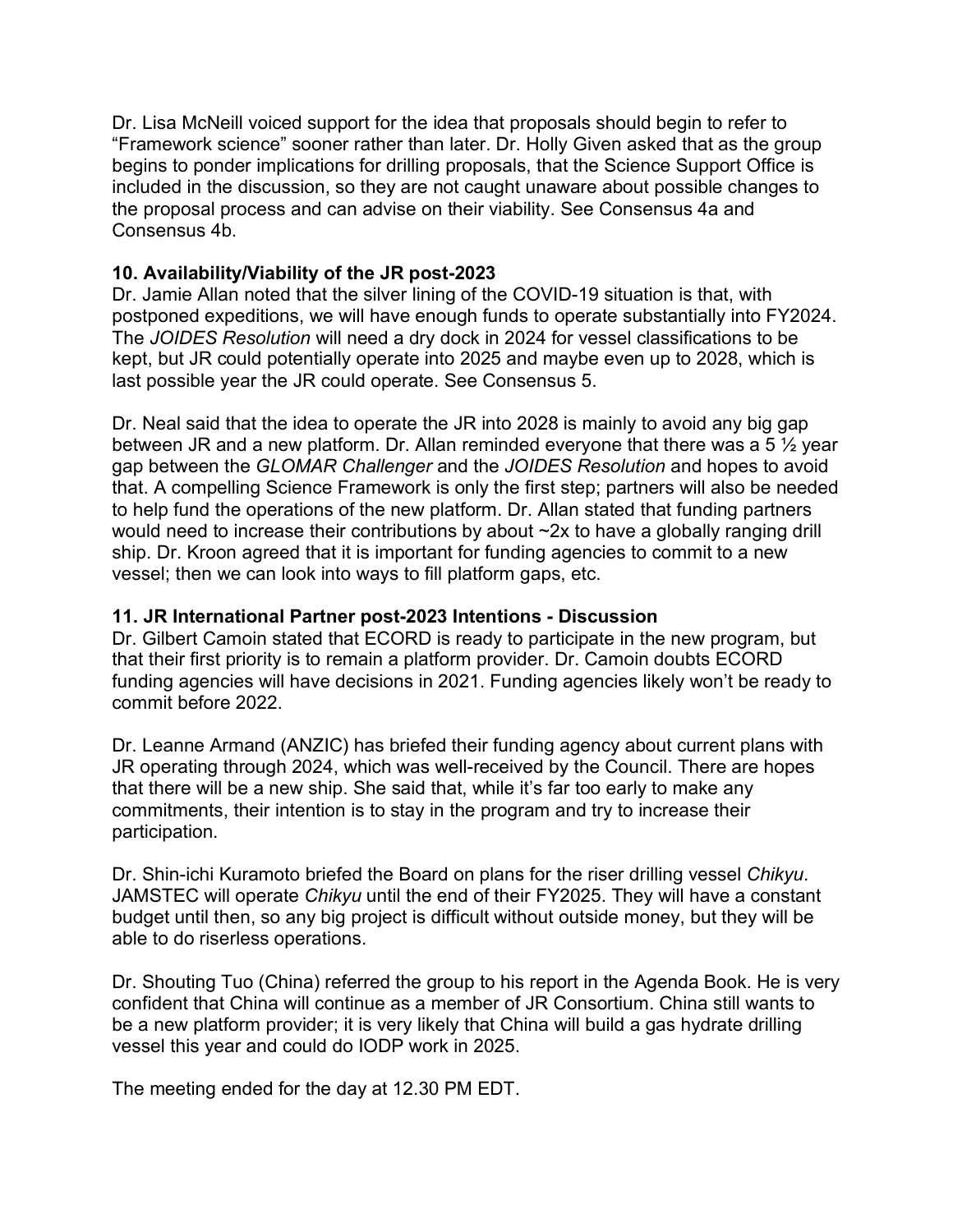Dr. Lisa McNeill voiced support for the idea that proposals should begin to refer to “Framework science” sooner rather than later. Dr. Holly Given asked that as the group begins to ponder implications for drilling proposals, that the Science Support Office is included in the discussion, so they are not caught unaware about possible changes to the proposal process and can advise on their viability. See Consensus 4a and Consensus 4b.

**10. Availability/Viability of the JR post-2023**

Dr. Jamie Allan noted that the silver lining of the COVID-19 situation is that, with postponed expeditions, we will have enough funds to operate substantially into FY2024. The *JOIDES Resolution* will need a dry dock in 2024 for vessel classifications to be kept, but JR could potentially operate into 2025 and maybe even up to 2028, which is last possible year the JR could operate. See Consensus 5.

Dr. Neal said that the idea to operate the JR into 2028 is mainly to avoid any big gap between JR and a new platform. Dr. Allan reminded everyone that there was a 5 ½ year gap between the *GLOMAR Challenger* and the *JOIDES Resolution* and hopes to avoid that. A compelling Science Framework is only the first step; partners will also be needed to help fund the operations of the new platform. Dr. Allan stated that funding partners would need to increase their contributions by about ~2x to have a globally ranging drill ship. Dr. Kroon agreed that it is important for funding agencies to commit to a new vessel; then we can look into ways to fill platform gaps, etc.

**11. JR International Partner post-2023 Intentions - Discussion**

Dr. Gilbert Camoin stated that ECORD is ready to participate in the new program, but that their first priority is to remain a platform provider. Dr. Camoin doubts ECORD funding agencies will have decisions in 2021. Funding agencies likely won’t be ready to commit before 2022.

Dr. Leanne Armand (ANZIC) has briefed their funding agency about current plans with JR operating through 2024, which was well-received by the Council. There are hopes that there will be a new ship. She said that, while it’s far too early to make any commitments, their intention is to stay in the program and try to increase their participation.

Dr. Shin-ichi Kuramoto briefed the Board on plans for the riser drilling vessel *Chikyu*. JAMSTEC will operate *Chikyu* until the end of their FY2025. They will have a constant budget until then, so any big project is difficult without outside money, but they will be able to do riserless operations.

Dr. Shouting Tuo (China) referred the group to his report in the Agenda Book. He is very confident that China will continue as a member of JR Consortium. China still wants to be a new platform provider; it is very likely that China will build a gas hydrate drilling vessel this year and could do IODP work in 2025.

The meeting ended for the day at 12.30 PM EDT.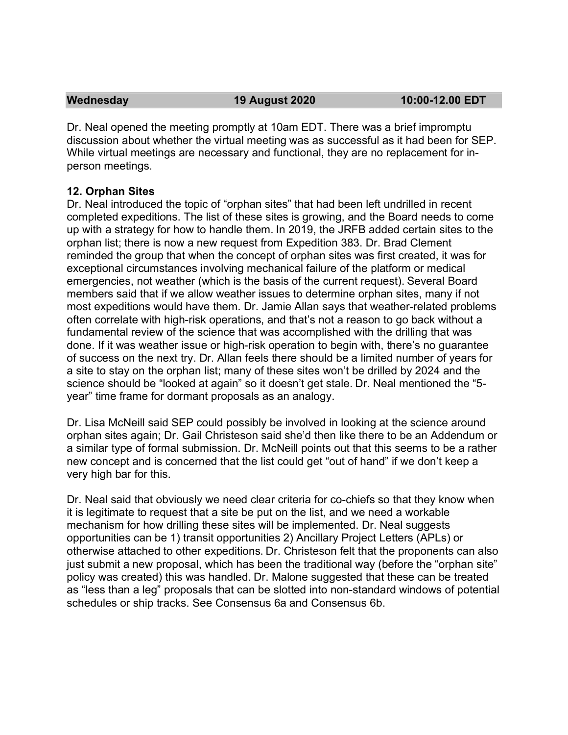| Wednesday | 19 August 2020 | 10:00-12.00 EDT |
|---|---|---|

Dr. Neal opened the meeting promptly at 10am EDT. There was a brief impromptu discussion about whether the virtual meeting was as successful as it had been for SEP. While virtual meetings are necessary and functional, they are no replacement for in-person meetings.

**12. Orphan Sites**

Dr. Neal introduced the topic of "orphan sites" that had been left undrilled in recent completed expeditions. The list of these sites is growing, and the Board needs to come up with a strategy for how to handle them. In 2019, the JRFB added certain sites to the orphan list; there is now a new request from Expedition 383. Dr. Brad Clement reminded the group that when the concept of orphan sites was first created, it was for exceptional circumstances involving mechanical failure of the platform or medical emergencies, not weather (which is the basis of the current request). Several Board members said that if we allow weather issues to determine orphan sites, many if not most expeditions would have them. Dr. Jamie Allan says that weather-related problems often correlate with high-risk operations, and that's not a reason to go back without a fundamental review of the science that was accomplished with the drilling that was done. If it was weather issue or high-risk operation to begin with, there's no guarantee of success on the next try. Dr. Allan feels there should be a limited number of years for a site to stay on the orphan list; many of these sites won't be drilled by 2024 and the science should be "looked at again" so it doesn't get stale. Dr. Neal mentioned the "5-year" time frame for dormant proposals as an analogy.

Dr. Lisa McNeill said SEP could possibly be involved in looking at the science around orphan sites again; Dr. Gail Christeson said she'd then like there to be an Addendum or a similar type of formal submission. Dr. McNeill points out that this seems to be a rather new concept and is concerned that the list could get "out of hand" if we don't keep a very high bar for this.

Dr. Neal said that obviously we need clear criteria for co-chiefs so that they know when it is legitimate to request that a site be put on the list, and we need a workable mechanism for how drilling these sites will be implemented. Dr. Neal suggests opportunities can be 1) transit opportunities 2) Ancillary Project Letters (APLs) or otherwise attached to other expeditions. Dr. Christeson felt that the proponents can also just submit a new proposal, which has been the traditional way (before the "orphan site" policy was created) this was handled. Dr. Malone suggested that these can be treated as "less than a leg" proposals that can be slotted into non-standard windows of potential schedules or ship tracks. See Consensus 6a and Consensus 6b.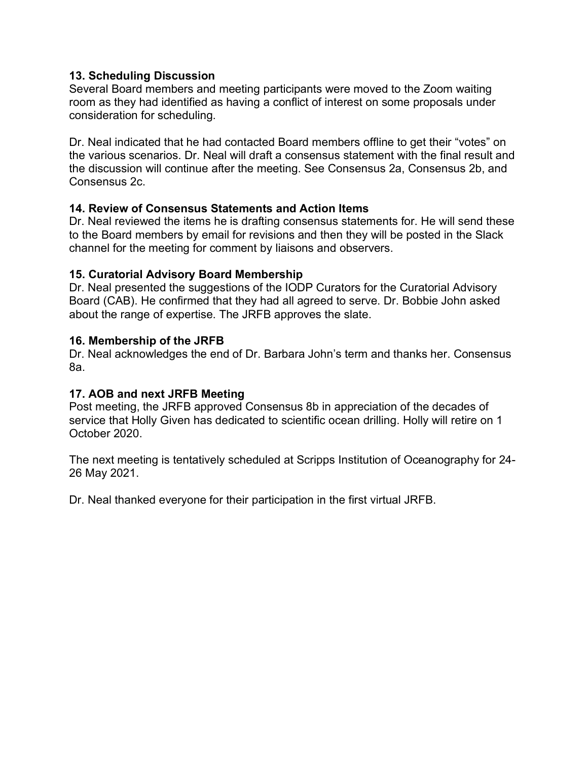**13. Scheduling Discussion**
Several Board members and meeting participants were moved to the Zoom waiting room as they had identified as having a conflict of interest on some proposals under consideration for scheduling.

Dr. Neal indicated that he had contacted Board members offline to get their "votes" on the various scenarios. Dr. Neal will draft a consensus statement with the final result and the discussion will continue after the meeting. See Consensus 2a, Consensus 2b, and Consensus 2c.

**14. Review of Consensus Statements and Action Items**
Dr. Neal reviewed the items he is drafting consensus statements for. He will send these to the Board members by email for revisions and then they will be posted in the Slack channel for the meeting for comment by liaisons and observers.

**15. Curatorial Advisory Board Membership**
Dr. Neal presented the suggestions of the IODP Curators for the Curatorial Advisory Board (CAB). He confirmed that they had all agreed to serve. Dr. Bobbie John asked about the range of expertise. The JRFB approves the slate.

**16. Membership of the JRFB**
Dr. Neal acknowledges the end of Dr. Barbara John's term and thanks her. Consensus 8a.

**17. AOB and next JRFB Meeting**
Post meeting, the JRFB approved Consensus 8b in appreciation of the decades of service that Holly Given has dedicated to scientific ocean drilling. Holly will retire on 1 October 2020.

The next meeting is tentatively scheduled at Scripps Institution of Oceanography for 24-26 May 2021.

Dr. Neal thanked everyone for their participation in the first virtual JRFB.